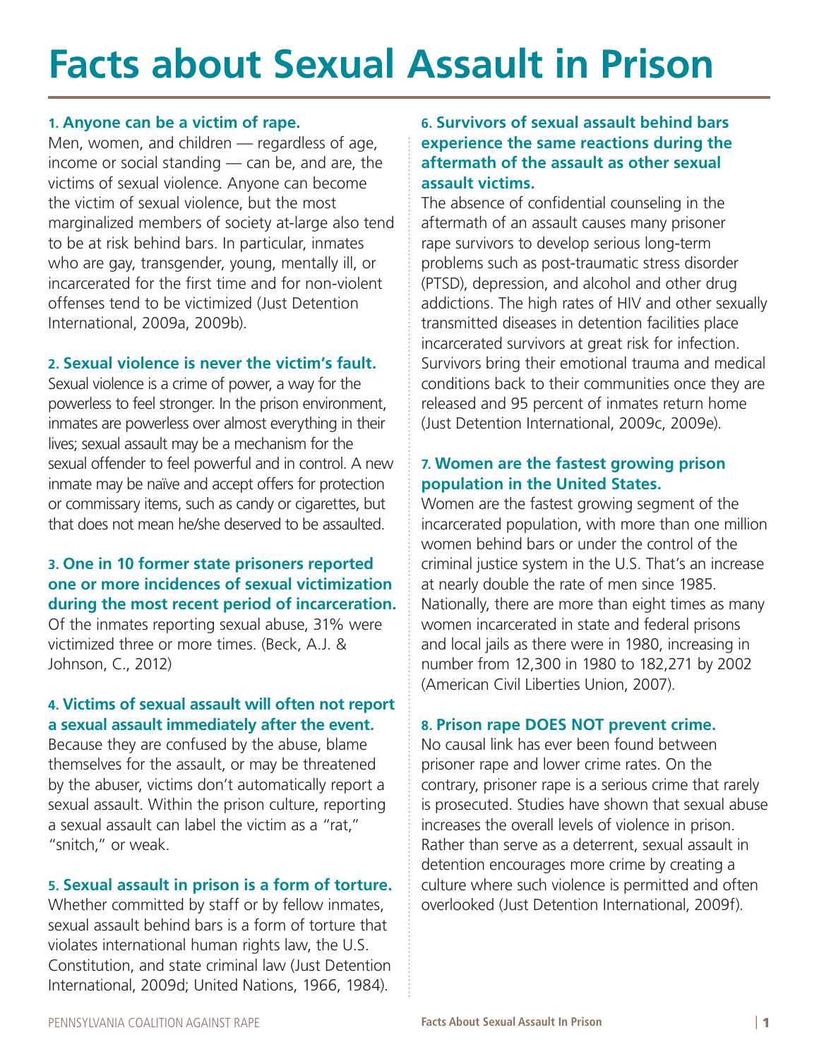# Facts about Sexual Assault in Prison

### 1. Anyone can be a victim of rape.

Men, women, and children — regardless of age, income or social standing — can be, and are, the victims of sexual violence. Anyone can become the victim of sexual violence, but the most marginalized members of society at-large also tend to be at risk behind bars. In particular, inmates who are gay, transgender, young, mentally ill, or incarcerated for the first time and for non-violent offenses tend to be victimized (Just Detention International, 2009a, 2009b).

### 2. Sexual violence is never the victim's fault.

Sexual violence is a crime of power, a way for the powerless to feel stronger. In the prison environment, inmates are powerless over almost everything in their lives; sexual assault may be a mechanism for the sexual offender to feel powerful and in control. A new inmate may be naïve and accept offers for protection or commissary items, such as candy or cigarettes, but that does not mean he/she deserved to be assaulted.

### 3. One in 10 former state prisoners reported one or more incidences of sexual victimization during the most recent period of incarceration.

Of the inmates reporting sexual abuse, 31% were victimized three or more times. (Beck, A.J. & Johnson, C., 2012)

### 4. Victims of sexual assault will often not report a sexual assault immediately after the event.

Because they are confused by the abuse, blame themselves for the assault, or may be threatened by the abuser, victims don't automatically report a sexual assault. Within the prison culture, reporting a sexual assault can label the victim as a "rat," "snitch," or weak.

### 5. Sexual assault in prison is a form of torture.

Whether committed by staff or by fellow inmates, sexual assault behind bars is a form of torture that violates international human rights law, the U.S. Constitution, and state criminal law (Just Detention International, 2009d; United Nations, 1966, 1984).

### 6. Survivors of sexual assault behind bars experience the same reactions during the aftermath of the assault as other sexual assault victims.

The absence of confidential counseling in the aftermath of an assault causes many prisoner rape survivors to develop serious long-term problems such as post-traumatic stress disorder (PTSD), depression, and alcohol and other drug addictions. The high rates of HIV and other sexually transmitted diseases in detention facilities place incarcerated survivors at great risk for infection. Survivors bring their emotional trauma and medical conditions back to their communities once they are released and 95 percent of inmates return home (Just Detention International, 2009c, 2009e).

### 7. Women are the fastest growing prison population in the United States.

Women are the fastest growing segment of the incarcerated population, with more than one million women behind bars or under the control of the criminal justice system in the U.S. That's an increase at nearly double the rate of men since 1985. Nationally, there are more than eight times as many women incarcerated in state and federal prisons and local jails as there were in 1980, increasing in number from 12,300 in 1980 to 182,271 by 2002 (American Civil Liberties Union, 2007).

### 8. Prison rape DOES NOT prevent crime.

No causal link has ever been found between prisoner rape and lower crime rates. On the contrary, prisoner rape is a serious crime that rarely is prosecuted. Studies have shown that sexual abuse increases the overall levels of violence in prison. Rather than serve as a deterrent, sexual assault in detention encourages more crime by creating a culture where such violence is permitted and often overlooked (Just Detention International, 2009f).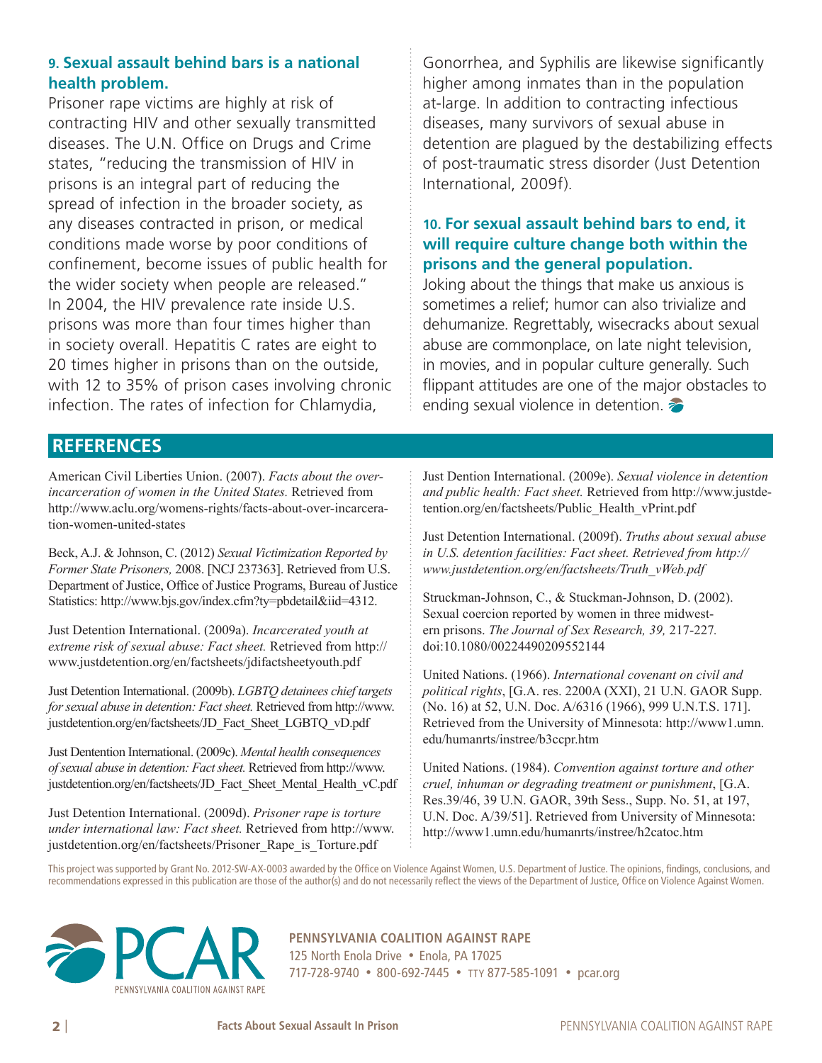### 9. Sexual assault behind bars is a national health problem.

Prisoner rape victims are highly at risk of contracting HIV and other sexually transmitted diseases. The U.N. Office on Drugs and Crime states, "reducing the transmission of HIV in prisons is an integral part of reducing the spread of infection in the broader society, as any diseases contracted in prison, or medical conditions made worse by poor conditions of confinement, become issues of public health for the wider society when people are released." In 2004, the HIV prevalence rate inside U.S. prisons was more than four times higher than in society overall. Hepatitis C rates are eight to 20 times higher in prisons than on the outside, with 12 to 35% of prison cases involving chronic infection. The rates of infection for Chlamydia, Gonorrhea, and Syphilis are likewise significantly higher among inmates than in the population at-large. In addition to contracting infectious diseases, many survivors of sexual abuse in detention are plagued by the destabilizing effects of post-traumatic stress disorder (Just Detention International, 2009f).

### 10. For sexual assault behind bars to end, it will require culture change both within the prisons and the general population.

Joking about the things that make us anxious is sometimes a relief; humor can also trivialize and dehumanize. Regrettably, wisecracks about sexual abuse are commonplace, on late night television, in movies, and in popular culture generally. Such flippant attitudes are one of the major obstacles to ending sexual violence in detention.

## REFERENCES

American Civil Liberties Union. (2007). *Facts about the over-incarceration of women in the United States.* Retrieved from http://www.aclu.org/womens-rights/facts-about-over-incarceration-women-united-states

Beck, A.J. & Johnson, C. (2012) *Sexual Victimization Reported by Former State Prisoners,* 2008. [NCJ 237363]. Retrieved from U.S. Department of Justice, Office of Justice Programs, Bureau of Justice Statistics: http://www.bjs.gov/index.cfm?ty=pbdetail&iid=4312.

Just Detention International. (2009a). *Incarcerated youth at extreme risk of sexual abuse: Fact sheet.* Retrieved from http://www.justdetention.org/en/factsheets/jdifactsheetyouth.pdf

Just Detention International. (2009b). *LGBTQ detainees chief targets for sexual abuse in detention: Fact sheet.* Retrieved from http://www.justdetention.org/en/factsheets/JD_Fact_Sheet_LGBTQ_vD.pdf

Just Dentention International. (2009c). *Mental health consequences of sexual abuse in detention: Fact sheet.* Retrieved from http://www.justdetention.org/en/factsheets/JD_Fact_Sheet_Mental_Health_vC.pdf

Just Detention International. (2009d). *Prisoner rape is torture under international law: Fact sheet.* Retrieved from http://www.justdetention.org/en/factsheets/Prisoner_Rape_is_Torture.pdf

Just Dention International. (2009e). *Sexual violence in detention and public health: Fact sheet.* Retrieved from http://www.justdetention.org/en/factsheets/Public_Health_vPrint.pdf

Just Detention International. (2009f). *Truths about sexual abuse in U.S. detention facilities: Fact sheet. Retrieved from http://www.justdetention.org/en/factsheets/Truth_vWeb.pdf*

Struckman-Johnson, C., & Struckman-Johnson, D. (2002). Sexual coercion reported by women in three midwestern prisons. *The Journal of Sex Research, 39,* 217-227. doi:10.1080/00224490209552144

United Nations. (1966). *International covenant on civil and political rights*, [G.A. res. 2200A (XXI), 21 U.N. GAOR Supp. (No. 16) at 52, U.N. Doc. A/6316 (1966), 999 U.N.T.S. 171]. Retrieved from the University of Minnesota: http://www1.umn.edu/humanrts/instree/b3ccpr.htm

United Nations. (1984). *Convention against torture and other cruel, inhuman or degrading treatment or punishment*, [G.A. Res.39/46, 39 U.N. GAOR, 39th Sess., Supp. No. 51, at 197, U.N. Doc. A/39/51]. Retrieved from University of Minnesota: http://www1.umn.edu/humanrts/instree/h2catoc.htm

This project was supported by Grant No. 2012-SW-AX-0003 awarded by the Office on Violence Against Women, U.S. Department of Justice. The opinions, findings, conclusions, and recommendations expressed in this publication are those of the author(s) and do not necessarily reflect the views of the Department of Justice, Office on Violence Against Women.

PCAR
PENNSYLVANIA COALITION AGAINST RAPE

**PENNSYLVANIA COALITION AGAINST RAPE**
125 North Enola Drive • Enola, PA 17025
717-728-9740 • 800-692-7445 • TTY 877-585-1091 • pcar.org